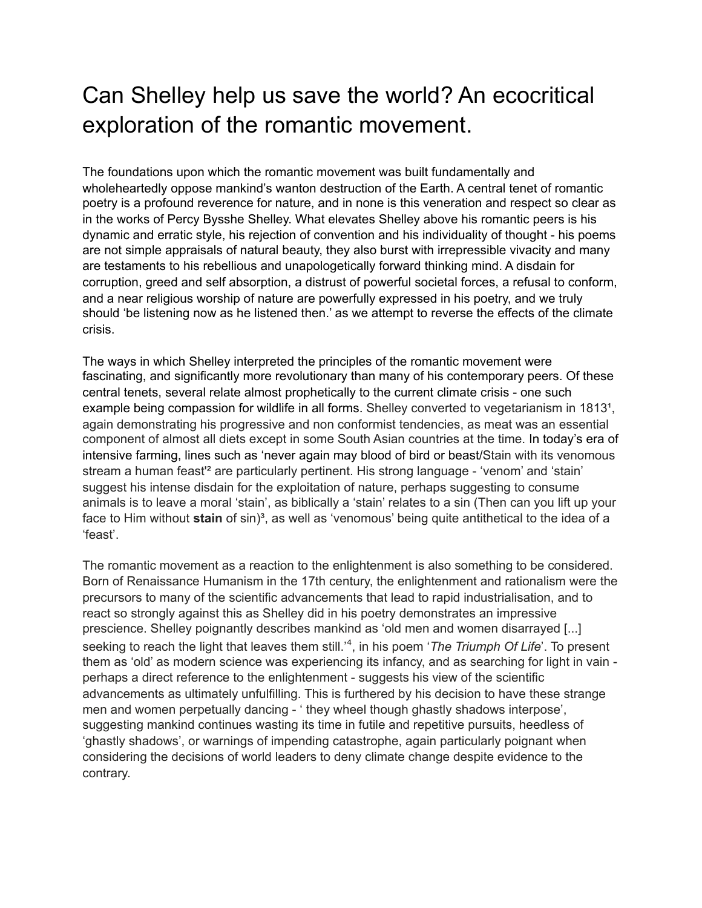# Can Shelley help us save the world? An ecocritical exploration of the romantic movement.

The foundations upon which the romantic movement was built fundamentally and wholeheartedly oppose mankind's wanton destruction of the Earth. A central tenet of romantic poetry is a profound reverence for nature, and in none is this veneration and respect so clear as in the works of Percy Bysshe Shelley. What elevates Shelley above his romantic peers is his dynamic and erratic style, his rejection of convention and his individuality of thought - his poems are not simple appraisals of natural beauty, they also burst with irrepressible vivacity and many are testaments to his rebellious and unapologetically forward thinking mind. A disdain for corruption, greed and self absorption, a distrust of powerful societal forces, a refusal to conform, and a near religious worship of nature are powerfully expressed in his poetry, and we truly should 'be listening now as he listened then.' as we attempt to reverse the effects of the climate crisis.

The ways in which Shelley interpreted the principles of the romantic movement were fascinating, and significantly more revolutionary than many of his contemporary peers. Of these central tenets, several relate almost prophetically to the current climate crisis - one such example being compassion for wildlife in all forms. Shelley converted to vegetarianism in 1813[1], again demonstrating his progressive and non conformist tendencies, as meat was an essential component of almost all diets except in some South Asian countries at the time. In today's era of intensive farming, lines such as 'never again may blood of bird or beast/Stain with its venomous stream a human feast'[2] are particularly pertinent. His strong language - 'venom' and 'stain' suggest his intense disdain for the exploitation of nature, perhaps suggesting to consume animals is to leave a moral 'stain', as biblically a 'stain' relates to a sin (Then can you lift up your face to Him without **stain** of sin)[3], as well as 'venomous' being quite antithetical to the idea of a 'feast'.

The romantic movement as a reaction to the enlightenment is also something to be considered. Born of Renaissance Humanism in the 17th century, the enlightenment and rationalism were the precursors to many of the scientific advancements that lead to rapid industrialisation, and to react so strongly against this as Shelley did in his poetry demonstrates an impressive prescience. Shelley poignantly describes mankind as 'old men and women disarrayed [...] seeking to reach the light that leaves them still.'[4], in his poem '*The Triumph Of Life*'. To present them as 'old' as modern science was experiencing its infancy, and as searching for light in vain - perhaps a direct reference to the enlightenment - suggests his view of the scientific advancements as ultimately unfulfilling. This is furthered by his decision to have these strange men and women perpetually dancing - ' they wheel though ghastly shadows interpose', suggesting mankind continues wasting its time in futile and repetitive pursuits, heedless of 'ghastly shadows', or warnings of impending catastrophe, again particularly poignant when considering the decisions of world leaders to deny climate change despite evidence to the contrary.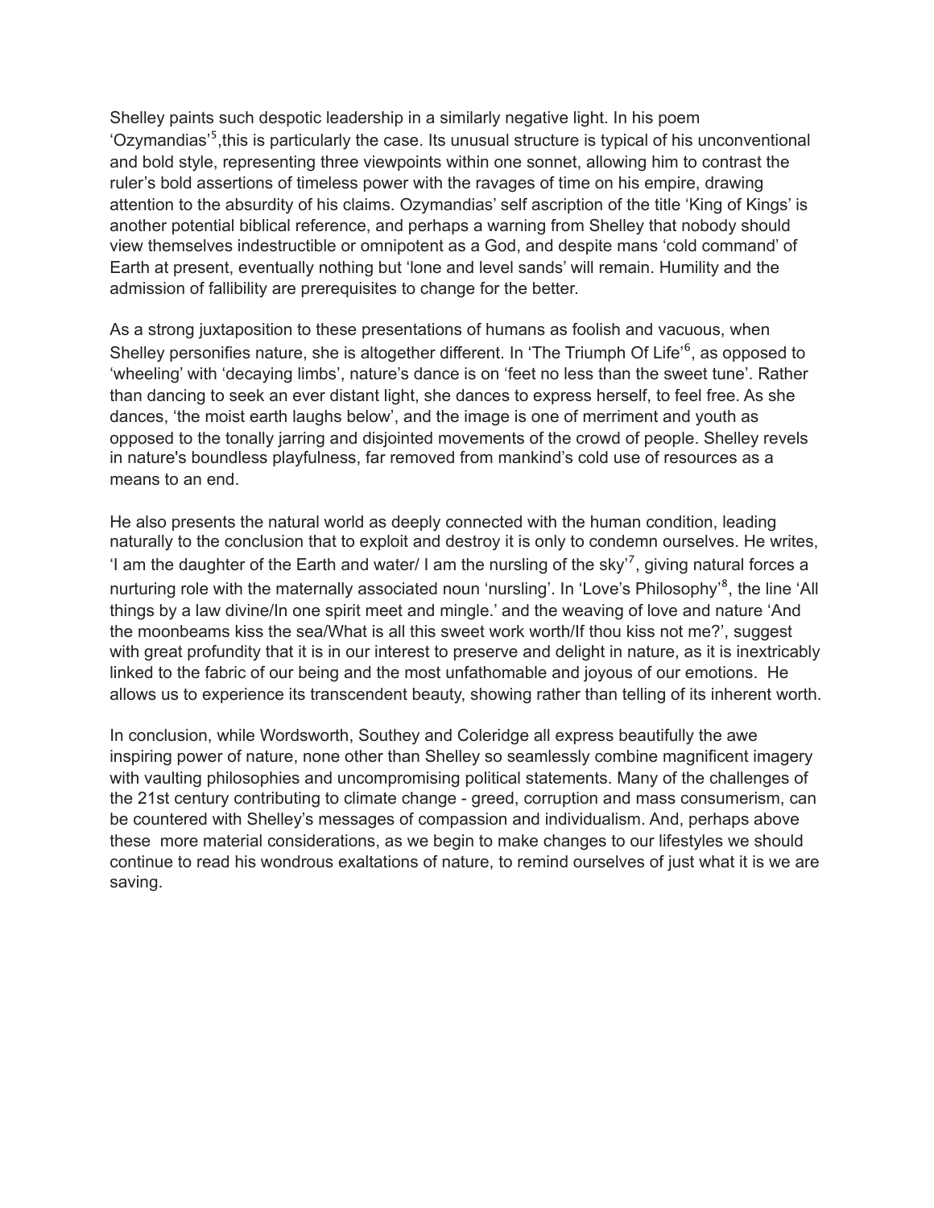Shelley paints such despotic leadership in a similarly negative light. In his poem 'Ozymandias'[5],this is particularly the case. Its unusual structure is typical of his unconventional and bold style, representing three viewpoints within one sonnet, allowing him to contrast the ruler's bold assertions of timeless power with the ravages of time on his empire, drawing attention to the absurdity of his claims. Ozymandias' self ascription of the title 'King of Kings' is another potential biblical reference, and perhaps a warning from Shelley that nobody should view themselves indestructible or omnipotent as a God, and despite mans 'cold command' of Earth at present, eventually nothing but 'lone and level sands' will remain. Humility and the admission of fallibility are prerequisites to change for the better.

As a strong juxtaposition to these presentations of humans as foolish and vacuous, when Shelley personifies nature, she is altogether different. In 'The Triumph Of Life'[6], as opposed to 'wheeling' with 'decaying limbs', nature's dance is on 'feet no less than the sweet tune'. Rather than dancing to seek an ever distant light, she dances to express herself, to feel free. As she dances, 'the moist earth laughs below', and the image is one of merriment and youth as opposed to the tonally jarring and disjointed movements of the crowd of people. Shelley revels in nature's boundless playfulness, far removed from mankind's cold use of resources as a means to an end.

He also presents the natural world as deeply connected with the human condition, leading naturally to the conclusion that to exploit and destroy it is only to condemn ourselves. He writes, 'I am the daughter of the Earth and water/ I am the nursling of the sky'[7], giving natural forces a nurturing role with the maternally associated noun 'nursling'. In 'Love's Philosophy'[8], the line 'All things by a law divine/In one spirit meet and mingle.' and the weaving of love and nature 'And the moonbeams kiss the sea/What is all this sweet work worth/If thou kiss not me?', suggest with great profundity that it is in our interest to preserve and delight in nature, as it is inextricably linked to the fabric of our being and the most unfathomable and joyous of our emotions. He allows us to experience its transcendent beauty, showing rather than telling of its inherent worth.

In conclusion, while Wordsworth, Southey and Coleridge all express beautifully the awe inspiring power of nature, none other than Shelley so seamlessly combine magnificent imagery with vaulting philosophies and uncompromising political statements. Many of the challenges of the 21st century contributing to climate change - greed, corruption and mass consumerism, can be countered with Shelley's messages of compassion and individualism. And, perhaps above these more material considerations, as we begin to make changes to our lifestyles we should continue to read his wondrous exaltations of nature, to remind ourselves of just what it is we are saving.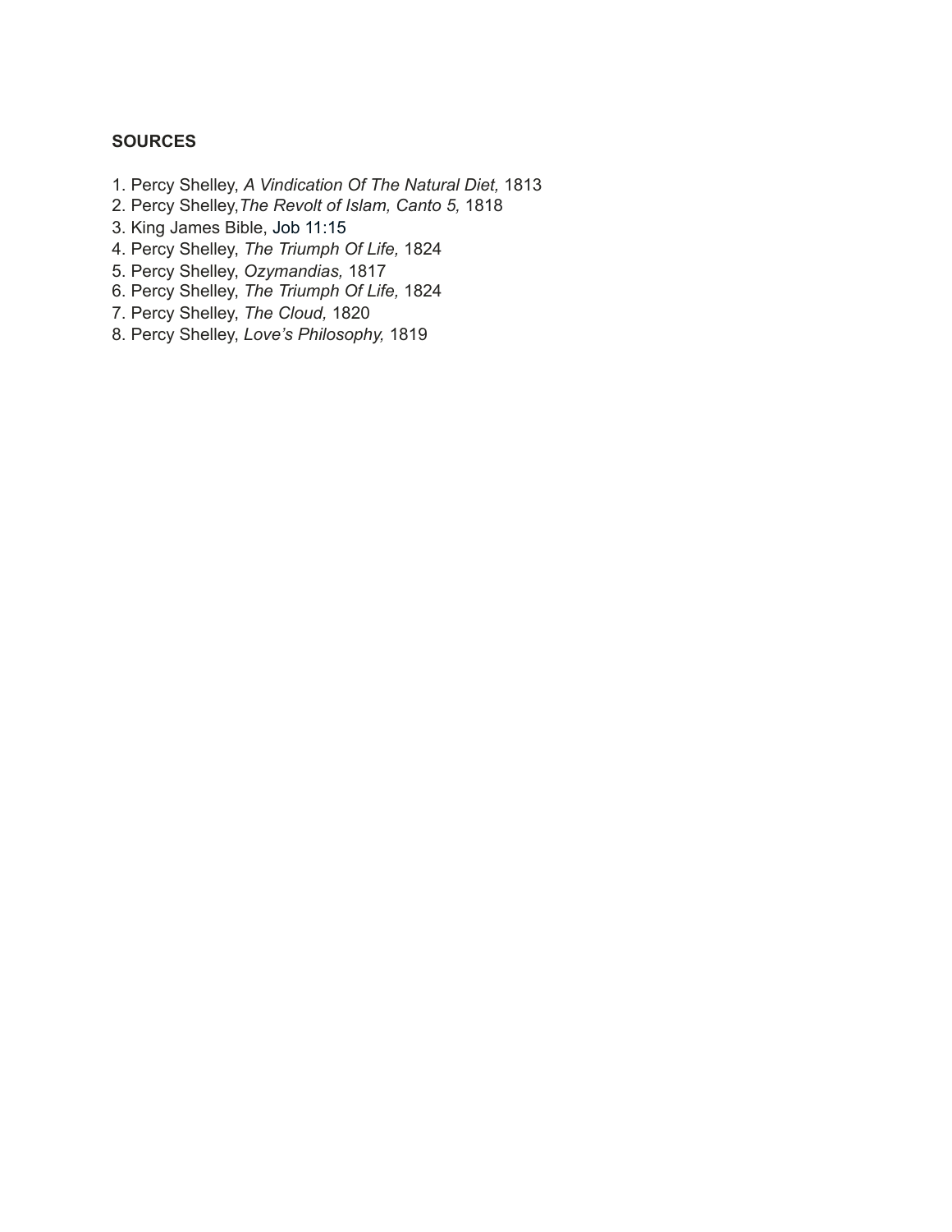**SOURCES**

1. Percy Shelley, *A Vindication Of The Natural Diet,* 1813
2. Percy Shelley,*The Revolt of Islam, Canto 5,* 1818
3. King James Bible, Job 11:15
4. Percy Shelley, *The Triumph Of Life,* 1824
5. Percy Shelley, *Ozymandias,* 1817
6. Percy Shelley, *The Triumph Of Life,* 1824
7. Percy Shelley, *The Cloud,* 1820
8. Percy Shelley, *Love's Philosophy,* 1819